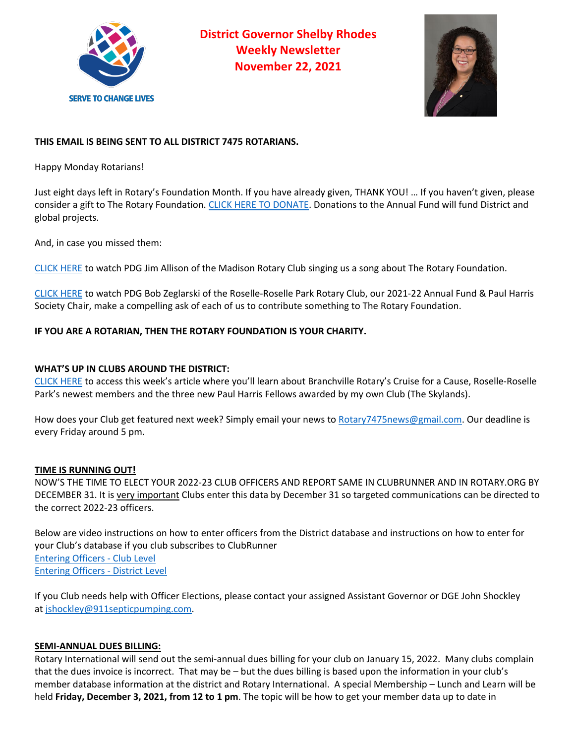SERVE TO CHANGE LIVES

# District Governor Shelby Rhodes
# Weekly Newsletter
# November 22, 2021

**THIS EMAIL IS BEING SENT TO ALL DISTRICT 7475 ROTARIANS.**

Happy Monday Rotarians!

Just eight days left in Rotary's Foundation Month. If you have already given, THANK YOU! … If you haven't given, please consider a gift to The Rotary Foundation. CLICK HERE TO DONATE. Donations to the Annual Fund will fund District and global projects.

And, in case you missed them:

CLICK HERE to watch PDG Jim Allison of the Madison Rotary Club singing us a song about The Rotary Foundation.

CLICK HERE to watch PDG Bob Zeglarski of the Roselle-Roselle Park Rotary Club, our 2021-22 Annual Fund & Paul Harris Society Chair, make a compelling ask of each of us to contribute something to The Rotary Foundation.

**IF YOU ARE A ROTARIAN, THEN THE ROTARY FOUNDATION IS YOUR CHARITY.**

**WHAT'S UP IN CLUBS AROUND THE DISTRICT:**

CLICK HERE to access this week's article where you'll learn about Branchville Rotary's Cruise for a Cause, Roselle-Roselle Park's newest members and the three new Paul Harris Fellows awarded by my own Club (The Skylands).

How does your Club get featured next week? Simply email your news to Rotary7475news@gmail.com. Our deadline is every Friday around 5 pm.

**TIME IS RUNNING OUT!**

NOW'S THE TIME TO ELECT YOUR 2022-23 CLUB OFFICERS AND REPORT SAME IN CLUBRUNNER AND IN ROTARY.ORG BY DECEMBER 31. It is very important Clubs enter this data by December 31 so targeted communications can be directed to the correct 2022-23 officers.

Below are video instructions on how to enter officers from the District database and instructions on how to enter for your Club's database if you club subscribes to ClubRunner

Entering Officers - Club Level
Entering Officers - District Level

If you Club needs help with Officer Elections, please contact your assigned Assistant Governor or DGE John Shockley at jshockley@911septicpumping.com.

**SEMI-ANNUAL DUES BILLING:**

Rotary International will send out the semi-annual dues billing for your club on January 15, 2022. Many clubs complain that the dues invoice is incorrect. That may be – but the dues billing is based upon the information in your club's member database information at the district and Rotary International. A special Membership – Lunch and Learn will be held **Friday, December 3, 2021, from 12 to 1 pm**. The topic will be how to get your member data up to date in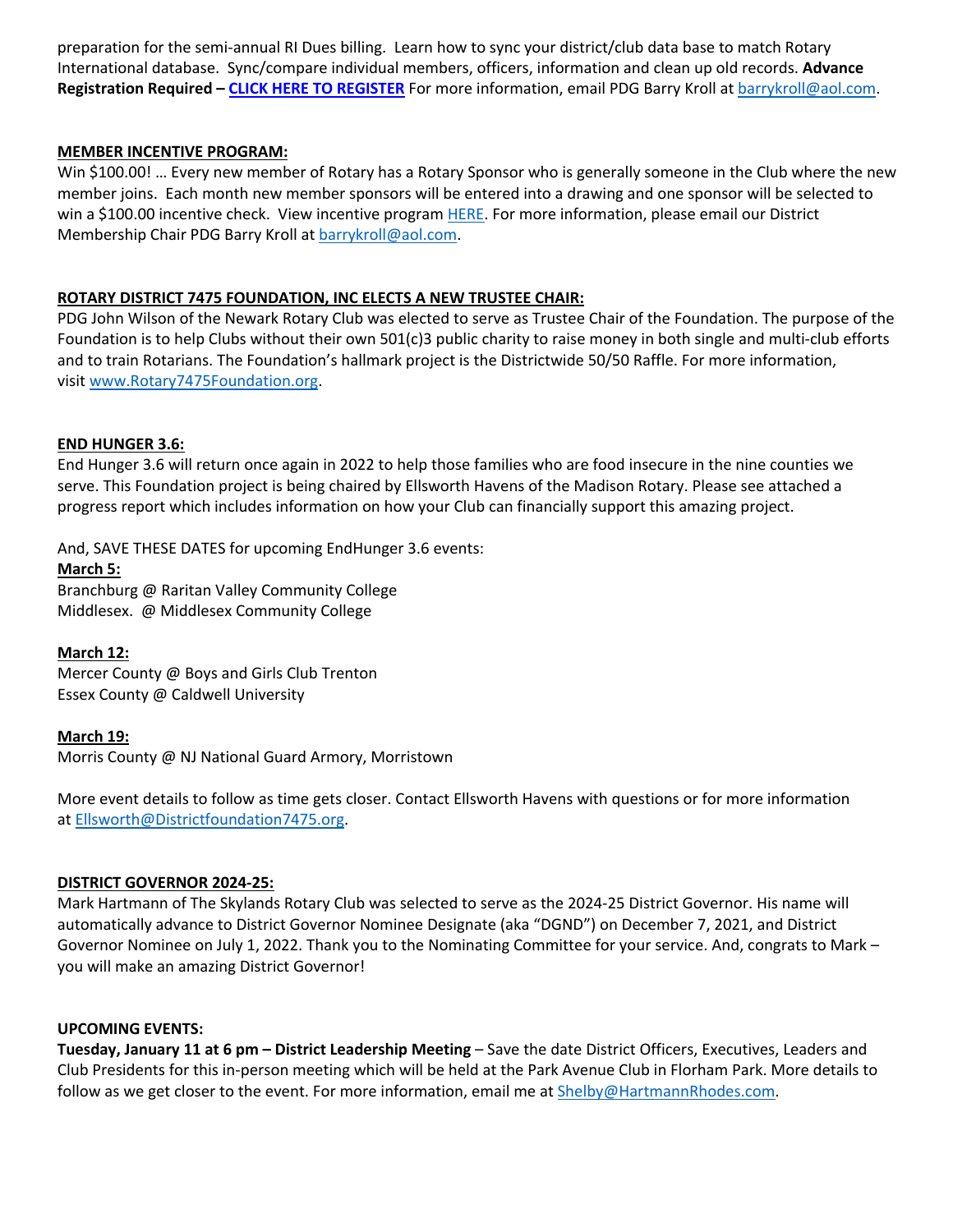preparation for the semi-annual RI Dues billing. Learn how to sync your district/club data base to match Rotary International database. Sync/compare individual members, officers, information and clean up old records. **Advance Registration Required – CLICK HERE TO REGISTER** For more information, email PDG Barry Kroll at barrykroll@aol.com.

**MEMBER INCENTIVE PROGRAM:**

Win $100.00! … Every new member of Rotary has a Rotary Sponsor who is generally someone in the Club where the new member joins. Each month new member sponsors will be entered into a drawing and one sponsor will be selected to win a $100.00 incentive check. View incentive program HERE. For more information, please email our District Membership Chair PDG Barry Kroll at barrykroll@aol.com.

**ROTARY DISTRICT 7475 FOUNDATION, INC ELECTS A NEW TRUSTEE CHAIR:**

PDG John Wilson of the Newark Rotary Club was elected to serve as Trustee Chair of the Foundation. The purpose of the Foundation is to help Clubs without their own 501(c)3 public charity to raise money in both single and multi-club efforts and to train Rotarians. The Foundation's hallmark project is the Districtwide 50/50 Raffle. For more information, visit www.Rotary7475Foundation.org.

**END HUNGER 3.6:**

End Hunger 3.6 will return once again in 2022 to help those families who are food insecure in the nine counties we serve. This Foundation project is being chaired by Ellsworth Havens of the Madison Rotary. Please see attached a progress report which includes information on how your Club can financially support this amazing project.

And, SAVE THESE DATES for upcoming EndHunger 3.6 events:

**March 5:**
Branchburg @ Raritan Valley Community College
Middlesex. @ Middlesex Community College

**March 12:**
Mercer County @ Boys and Girls Club Trenton
Essex County @ Caldwell University

**March 19:**
Morris County @ NJ National Guard Armory, Morristown

More event details to follow as time gets closer. Contact Ellsworth Havens with questions or for more information at Ellsworth@Districtfoundation7475.org.

**DISTRICT GOVERNOR 2024-25:**

Mark Hartmann of The Skylands Rotary Club was selected to serve as the 2024-25 District Governor. His name will automatically advance to District Governor Nominee Designate (aka "DGND") on December 7, 2021, and District Governor Nominee on July 1, 2022. Thank you to the Nominating Committee for your service. And, congrats to Mark – you will make an amazing District Governor!

**UPCOMING EVENTS:**

**Tuesday, January 11 at 6 pm – District Leadership Meeting** – Save the date District Officers, Executives, Leaders and Club Presidents for this in-person meeting which will be held at the Park Avenue Club in Florham Park. More details to follow as we get closer to the event. For more information, email me at Shelby@HartmannRhodes.com.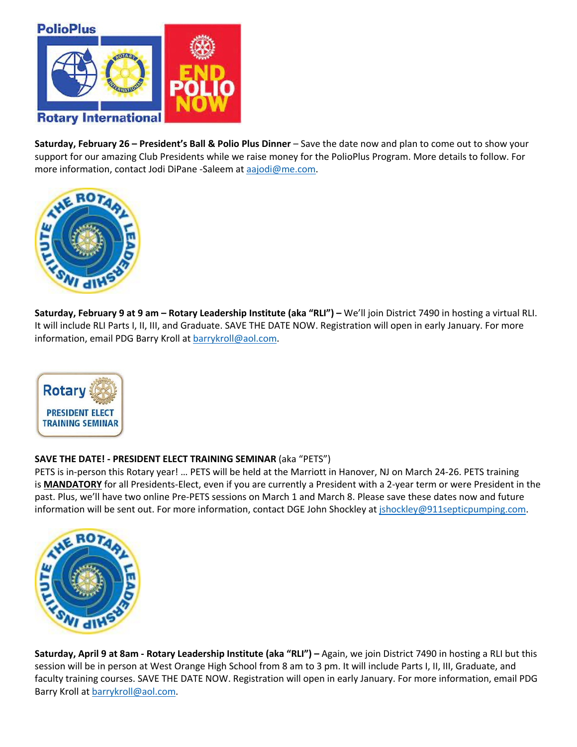**Saturday, February 26 – President's Ball & Polio Plus Dinner** – Save the date now and plan to come out to show your support for our amazing Club Presidents while we raise money for the PolioPlus Program. More details to follow. For more information, contact Jodi DiPane -Saleem at aajodi@me.com.

**Saturday, February 9 at 9 am – Rotary Leadership Institute (aka "RLI") –** We'll join District 7490 in hosting a virtual RLI. It will include RLI Parts I, II, III, and Graduate. SAVE THE DATE NOW. Registration will open in early January. For more information, email PDG Barry Kroll at barrykroll@aol.com.

**SAVE THE DATE! - PRESIDENT ELECT TRAINING SEMINAR** (aka "PETS")

PETS is in-person this Rotary year! … PETS will be held at the Marriott in Hanover, NJ on March 24-26. PETS training is **MANDATORY** for all Presidents-Elect, even if you are currently a President with a 2-year term or were President in the past. Plus, we'll have two online Pre-PETS sessions on March 1 and March 8. Please save these dates now and future information will be sent out. For more information, contact DGE John Shockley at jshockley@911septicpumping.com.

**Saturday, April 9 at 8am - Rotary Leadership Institute (aka "RLI") –** Again, we join District 7490 in hosting a RLI but this session will be in person at West Orange High School from 8 am to 3 pm. It will include Parts I, II, III, Graduate, and faculty training courses. SAVE THE DATE NOW. Registration will open in early January. For more information, email PDG Barry Kroll at barrykroll@aol.com.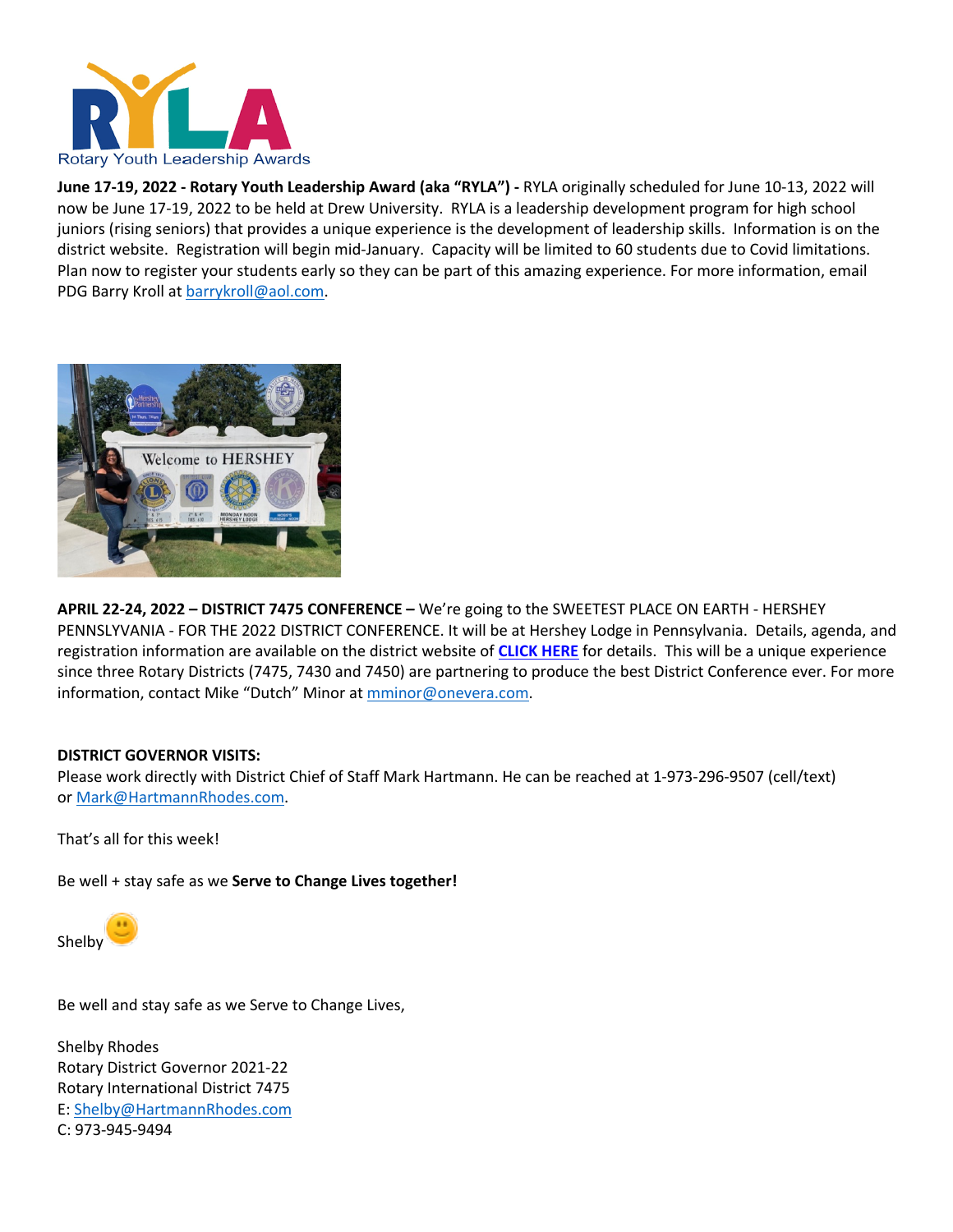**June 17-19, 2022 - Rotary Youth Leadership Award (aka "RYLA") -** RYLA originally scheduled for June 10-13, 2022 will now be June 17-19, 2022 to be held at Drew University. RYLA is a leadership development program for high school juniors (rising seniors) that provides a unique experience is the development of leadership skills. Information is on the district website. Registration will begin mid-January. Capacity will be limited to 60 students due to Covid limitations. Plan now to register your students early so they can be part of this amazing experience. For more information, email PDG Barry Kroll at barrykroll@aol.com.

**APRIL 22-24, 2022 – DISTRICT 7475 CONFERENCE –** We're going to the SWEETEST PLACE ON EARTH - HERSHEY PENNSLYVANIA - FOR THE 2022 DISTRICT CONFERENCE. It will be at Hershey Lodge in Pennsylvania. Details, agenda, and registration information are available on the district website of **CLICK HERE** for details. This will be a unique experience since three Rotary Districts (7475, 7430 and 7450) are partnering to produce the best District Conference ever. For more information, contact Mike "Dutch" Minor at mminor@onevera.com.

**DISTRICT GOVERNOR VISITS:**

Please work directly with District Chief of Staff Mark Hartmann. He can be reached at 1-973-296-9507 (cell/text) or Mark@HartmannRhodes.com.

That's all for this week!

Be well + stay safe as we **Serve to Change Lives together!**

Shelby

Be well and stay safe as we Serve to Change Lives,

Shelby Rhodes
Rotary District Governor 2021-22
Rotary International District 7475
E: Shelby@HartmannRhodes.com
C: 973-945-9494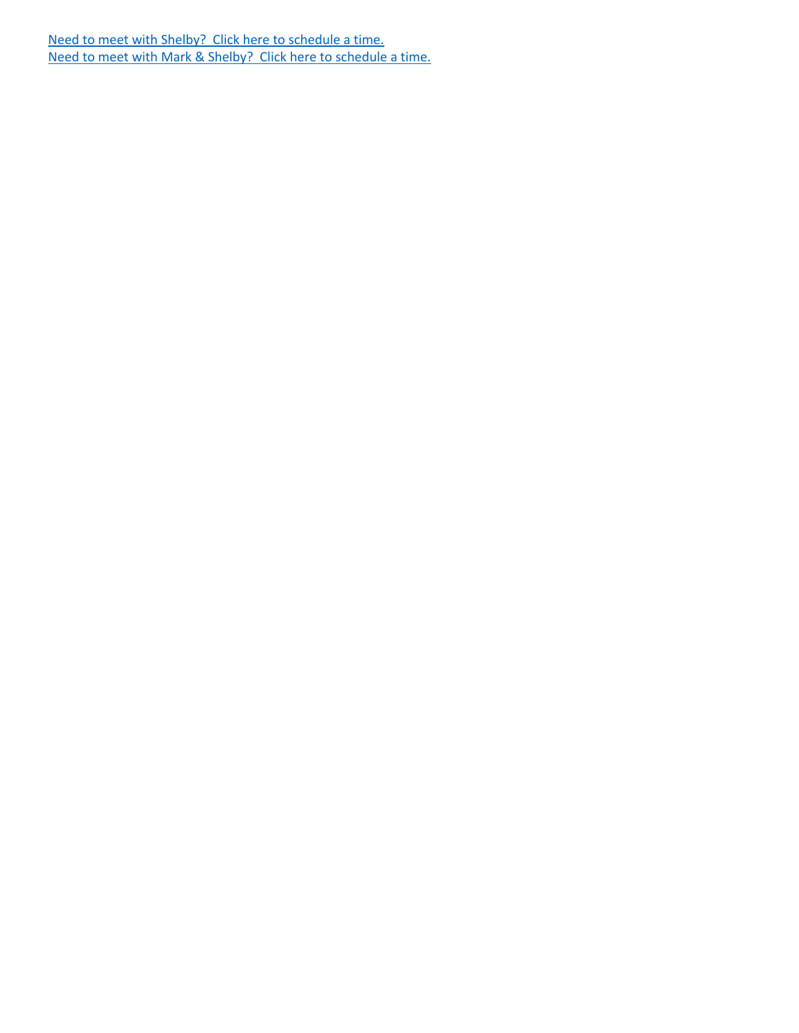Need to meet with Shelby?  Click here to schedule a time.
Need to meet with Mark & Shelby?  Click here to schedule a time.